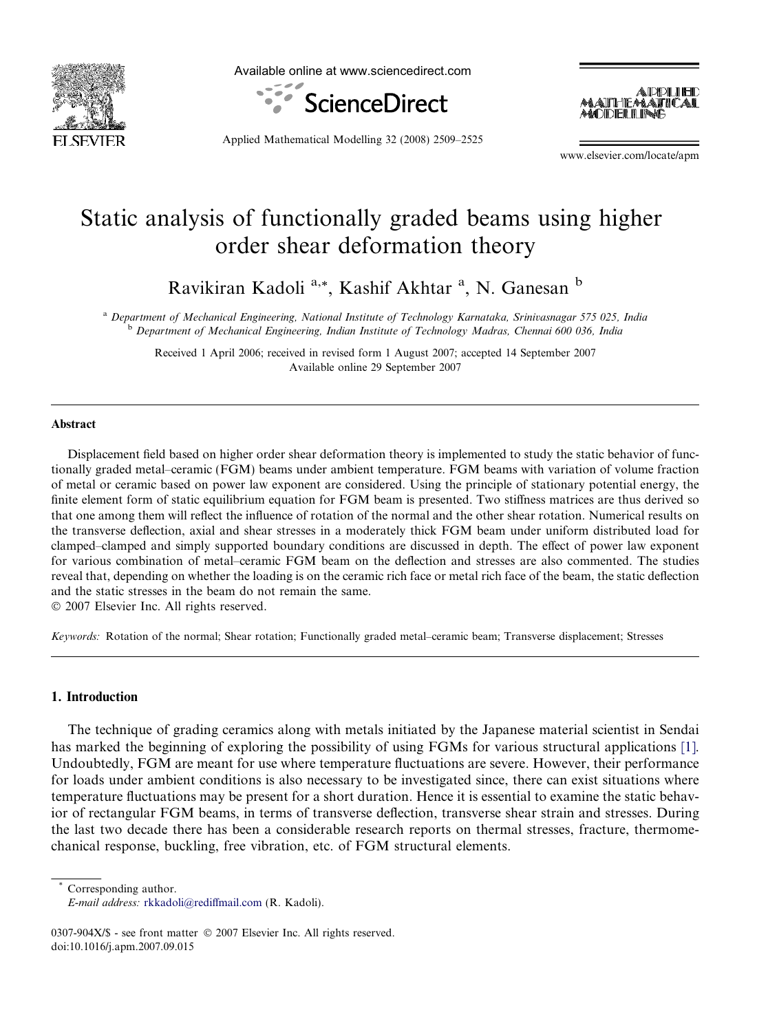# Static analysis of functionally graded beams using higher order shear deformation theory

Ravikiran Kadoli [a,*], Kashif Akhtar [a], N. Ganesan [b]

[a] Department of Mechanical Engineering, National Institute of Technology Karnataka, Srinivasnagar 575 025, India
[b] Department of Mechanical Engineering, Indian Institute of Technology Madras, Chennai 600 036, India

Received 1 April 2006; received in revised form 1 August 2007; accepted 14 September 2007
Available online 29 September 2007

## Abstract

Displacement field based on higher order shear deformation theory is implemented to study the static behavior of functionally graded metal–ceramic (FGM) beams under ambient temperature. FGM beams with variation of volume fraction of metal or ceramic based on power law exponent are considered. Using the principle of stationary potential energy, the finite element form of static equilibrium equation for FGM beam is presented. Two stiffness matrices are thus derived so that one among them will reflect the influence of rotation of the normal and the other shear rotation. Numerical results on the transverse deflection, axial and shear stresses in a moderately thick FGM beam under uniform distributed load for clamped–clamped and simply supported boundary conditions are discussed in depth. The effect of power law exponent for various combination of metal–ceramic FGM beam on the deflection and stresses are also commented. The studies reveal that, depending on whether the loading is on the ceramic rich face or metal rich face of the beam, the static deflection and the static stresses in the beam do not remain the same.

© 2007 Elsevier Inc. All rights reserved.

*Keywords:* Rotation of the normal; Shear rotation; Functionally graded metal–ceramic beam; Transverse displacement; Stresses

## 1. Introduction

The technique of grading ceramics along with metals initiated by the Japanese material scientist in Sendai has marked the beginning of exploring the possibility of using FGMs for various structural applications [1]. Undoubtedly, FGM are meant for use where temperature fluctuations are severe. However, their performance for loads under ambient conditions is also necessary to be investigated since, there can exist situations where temperature fluctuations may be present for a short duration. Hence it is essential to examine the static behavior of rectangular FGM beams, in terms of transverse deflection, transverse shear strain and stresses. During the last two decade there has been a considerable research reports on thermal stresses, fracture, thermomechanical response, buckling, free vibration, etc. of FGM structural elements.

* Corresponding author.
*E-mail address:* rkkadoli@rediffmail.com (R. Kadoli).

0307-904X/$ - see front matter © 2007 Elsevier Inc. All rights reserved.
doi:10.1016/j.apm.2007.09.015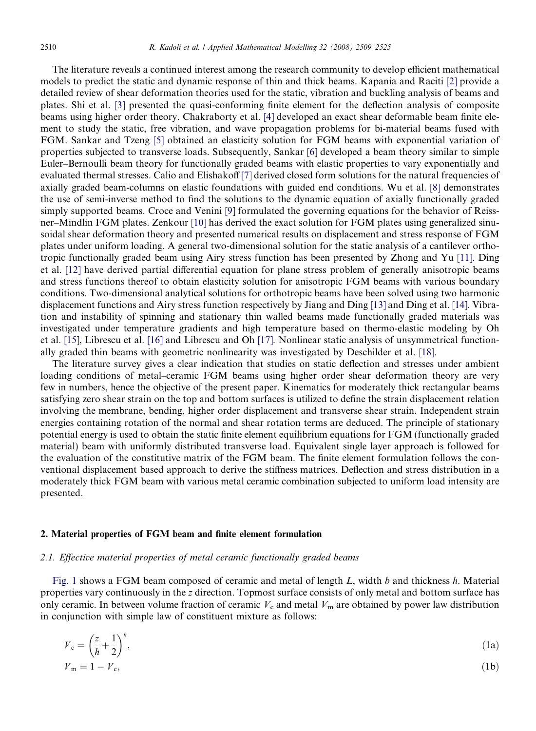The literature reveals a continued interest among the research community to develop efficient mathematical models to predict the static and dynamic response of thin and thick beams. Kapania and Raciti [2] provide a detailed review of shear deformation theories used for the static, vibration and buckling analysis of beams and plates. Shi et al. [3] presented the quasi-conforming finite element for the deflection analysis of composite beams using higher order theory. Chakraborty et al. [4] developed an exact shear deformable beam finite element to study the static, free vibration, and wave propagation problems for bi-material beams fused with FGM. Sankar and Tzeng [5] obtained an elasticity solution for FGM beams with exponential variation of properties subjected to transverse loads. Subsequently, Sankar [6] developed a beam theory similar to simple Euler–Bernoulli beam theory for functionally graded beams with elastic properties to vary exponentially and evaluated thermal stresses. Calio and Elishakoff [7] derived closed form solutions for the natural frequencies of axially graded beam-columns on elastic foundations with guided end conditions. Wu et al. [8] demonstrates the use of semi-inverse method to find the solutions to the dynamic equation of axially functionally graded simply supported beams. Croce and Venini [9] formulated the governing equations for the behavior of Reissner–Mindlin FGM plates. Zenkour [10] has derived the exact solution for FGM plates using generalized sinusoidal shear deformation theory and presented numerical results on displacement and stress response of FGM plates under uniform loading. A general two-dimensional solution for the static analysis of a cantilever orthotropic functionally graded beam using Airy stress function has been presented by Zhong and Yu [11]. Ding et al. [12] have derived partial differential equation for plane stress problem of generally anisotropic beams and stress functions thereof to obtain elasticity solution for anisotropic FGM beams with various boundary conditions. Two-dimensional analytical solutions for orthotropic beams have been solved using two harmonic displacement functions and Airy stress function respectively by Jiang and Ding [13] and Ding et al. [14]. Vibration and instability of spinning and stationary thin walled beams made functionally graded materials was investigated under temperature gradients and high temperature based on thermo-elastic modeling by Oh et al. [15], Librescu et al. [16] and Librescu and Oh [17]. Nonlinear static analysis of unsymmetrical functionally graded thin beams with geometric nonlinearity was investigated by Deschilder et al. [18].

The literature survey gives a clear indication that studies on static deflection and stresses under ambient loading conditions of metal–ceramic FGM beams using higher order shear deformation theory are very few in numbers, hence the objective of the present paper. Kinematics for moderately thick rectangular beams satisfying zero shear strain on the top and bottom surfaces is utilized to define the strain displacement relation involving the membrane, bending, higher order displacement and transverse shear strain. Independent strain energies containing rotation of the normal and shear rotation terms are deduced. The principle of stationary potential energy is used to obtain the static finite element equilibrium equations for FGM (functionally graded material) beam with uniformly distributed transverse load. Equivalent single layer approach is followed for the evaluation of the constitutive matrix of the FGM beam. The finite element formulation follows the conventional displacement based approach to derive the stiffness matrices. Deflection and stress distribution in a moderately thick FGM beam with various metal ceramic combination subjected to uniform load intensity are presented.

## 2. Material properties of FGM beam and finite element formulation

### *2.1. Effective material properties of metal ceramic functionally graded beams*

Fig. 1 shows a FGM beam composed of ceramic and metal of length $L$, width $b$ and thickness $h$. Material properties vary continuously in the $z$ direction. Topmost surface consists of only metal and bottom surface has only ceramic. In between volume fraction of ceramic $V_c$ and metal $V_m$ are obtained by power law distribution in conjunction with simple law of constituent mixture as follows:

$$V_c = \left(\frac{z}{h} + \frac{1}{2}\right)^n, \tag{1a}$$

$$V_m = 1 - V_c, \tag{1b}$$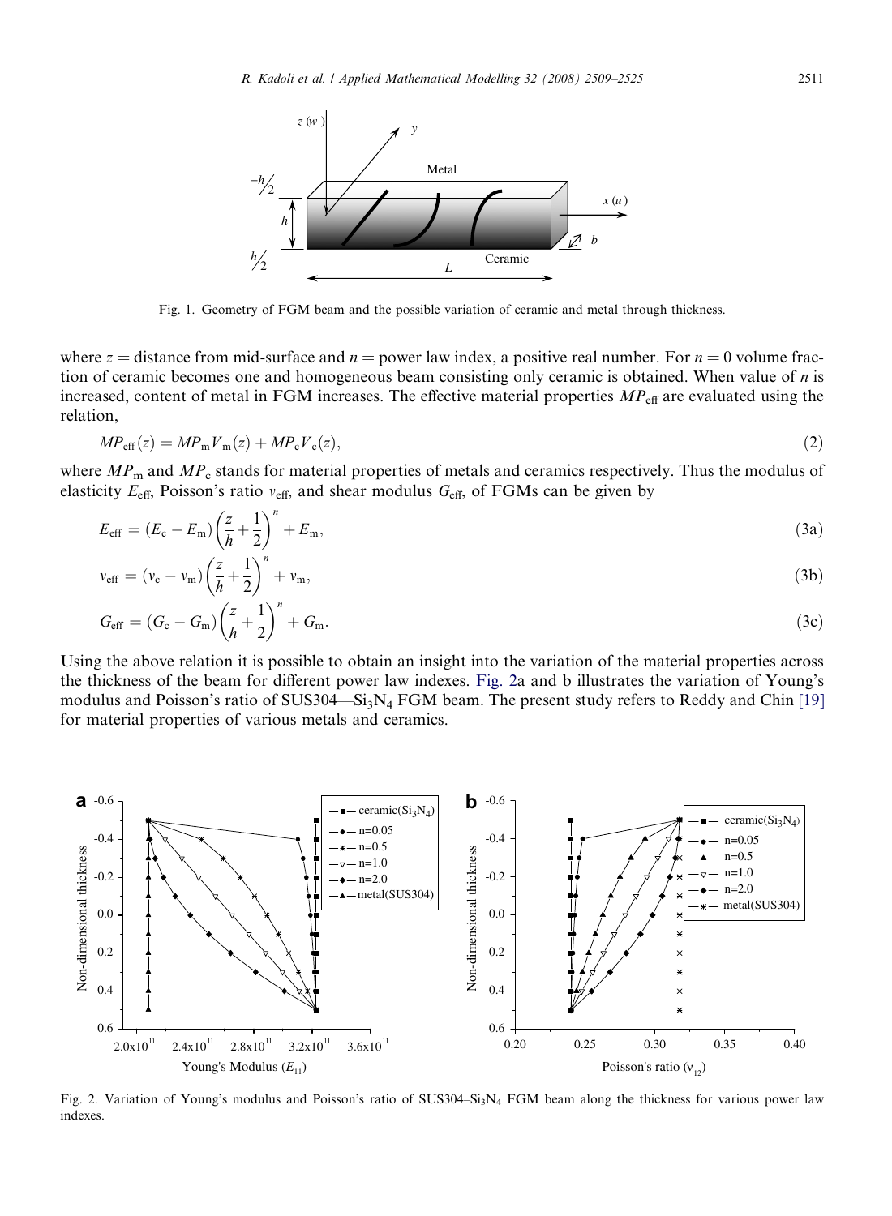Fig. 1. Geometry of FGM beam and the possible variation of ceramic and metal through thickness.

where $z$ = distance from mid-surface and $n$ = power law index, a positive real number. For $n = 0$ volume fraction of ceramic becomes one and homogeneous beam consisting only ceramic is obtained. When value of $n$ is increased, content of metal in FGM increases. The effective material properties $MP_{\mathrm{eff}}$ are evaluated using the relation,

$$MP_{\mathrm{eff}}(z) = MP_{\mathrm{m}}V_{\mathrm{m}}(z) + MP_{\mathrm{c}}V_{\mathrm{c}}(z), \tag{2}$$

where $MP_{\mathrm{m}}$ and $MP_{\mathrm{c}}$ stands for material properties of metals and ceramics respectively. Thus the modulus of elasticity $E_{\mathrm{eff}}$, Poisson's ratio $\nu_{\mathrm{eff}}$, and shear modulus $G_{\mathrm{eff}}$, of FGMs can be given by

$$E_{\mathrm{eff}} = (E_{\mathrm{c}} - E_{\mathrm{m}})\left(\frac{z}{h} + \frac{1}{2}\right)^n + E_{\mathrm{m}}, \tag{3a}$$

$$\nu_{\mathrm{eff}} = (\nu_{\mathrm{c}} - \nu_{\mathrm{m}})\left(\frac{z}{h} + \frac{1}{2}\right)^n + \nu_{\mathrm{m}}, \tag{3b}$$

$$G_{\mathrm{eff}} = (G_{\mathrm{c}} - G_{\mathrm{m}})\left(\frac{z}{h} + \frac{1}{2}\right)^n + G_{\mathrm{m}}. \tag{3c}$$

Using the above relation it is possible to obtain an insight into the variation of the material properties across the thickness of the beam for different power law indexes. Fig. 2a and b illustrates the variation of Young's modulus and Poisson's ratio of SUS304—$Si_3N_4$ FGM beam. The present study refers to Reddy and Chin [19] for material properties of various metals and ceramics.

Fig. 2. Variation of Young's modulus and Poisson's ratio of SUS304–$Si_3N_4$ FGM beam along the thickness for various power law indexes.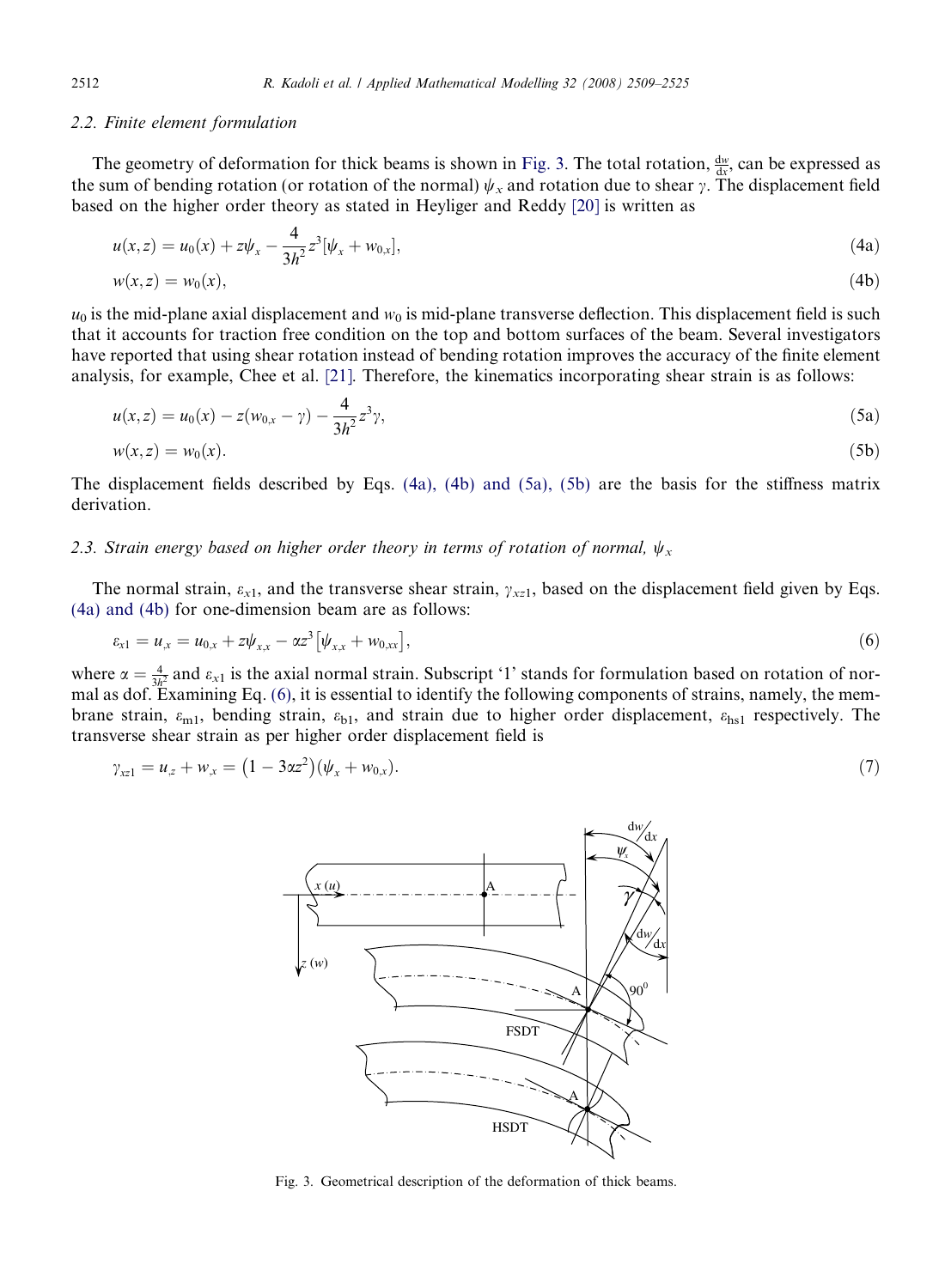### 2.2. Finite element formulation

The geometry of deformation for thick beams is shown in Fig. 3. The total rotation, $\frac{dw}{dx}$, can be expressed as the sum of bending rotation (or rotation of the normal) $\psi_x$ and rotation due to shear $\gamma$. The displacement field based on the higher order theory as stated in Heyliger and Reddy [20] is written as

$$u(x,z) = u_0(x) + z\psi_x - \frac{4}{3h^2}z^3[\psi_x + w_{0,x}], \tag{4a}$$

$$w(x,z) = w_0(x), \tag{4b}$$

$u_0$ is the mid-plane axial displacement and $w_0$ is mid-plane transverse deflection. This displacement field is such that it accounts for traction free condition on the top and bottom surfaces of the beam. Several investigators have reported that using shear rotation instead of bending rotation improves the accuracy of the finite element analysis, for example, Chee et al. [21]. Therefore, the kinematics incorporating shear strain is as follows:

$$u(x,z) = u_0(x) - z(w_{0,x} - \gamma) - \frac{4}{3h^2}z^3\gamma, \tag{5a}$$

$$w(x,z) = w_0(x). \tag{5b}$$

The displacement fields described by Eqs. (4a), (4b) and (5a), (5b) are the basis for the stiffness matrix derivation.

### 2.3. Strain energy based on higher order theory in terms of rotation of normal, $\psi_x$

The normal strain, $\varepsilon_{x1}$, and the transverse shear strain, $\gamma_{xz1}$, based on the displacement field given by Eqs. (4a) and (4b) for one-dimension beam are as follows:

$$\varepsilon_{x1} = u_{,x} = u_{0,x} + z\psi_{x,x} - \alpha z^3\left[\psi_{x,x} + w_{0,xx}\right], \tag{6}$$

where $\alpha = \frac{4}{3h^2}$ and $\varepsilon_{x1}$ is the axial normal strain. Subscript '1' stands for formulation based on rotation of normal as dof. Examining Eq. (6), it is essential to identify the following components of strains, namely, the membrane strain, $\varepsilon_{m1}$, bending strain, $\varepsilon_{b1}$, and strain due to higher order displacement, $\varepsilon_{hs1}$ respectively. The transverse shear strain as per higher order displacement field is

$$\gamma_{xz1} = u_{,z} + w_{,x} = \left(1 - 3\alpha z^2\right)(\psi_x + w_{0,x}). \tag{7}$$

Fig. 3. Geometrical description of the deformation of thick beams.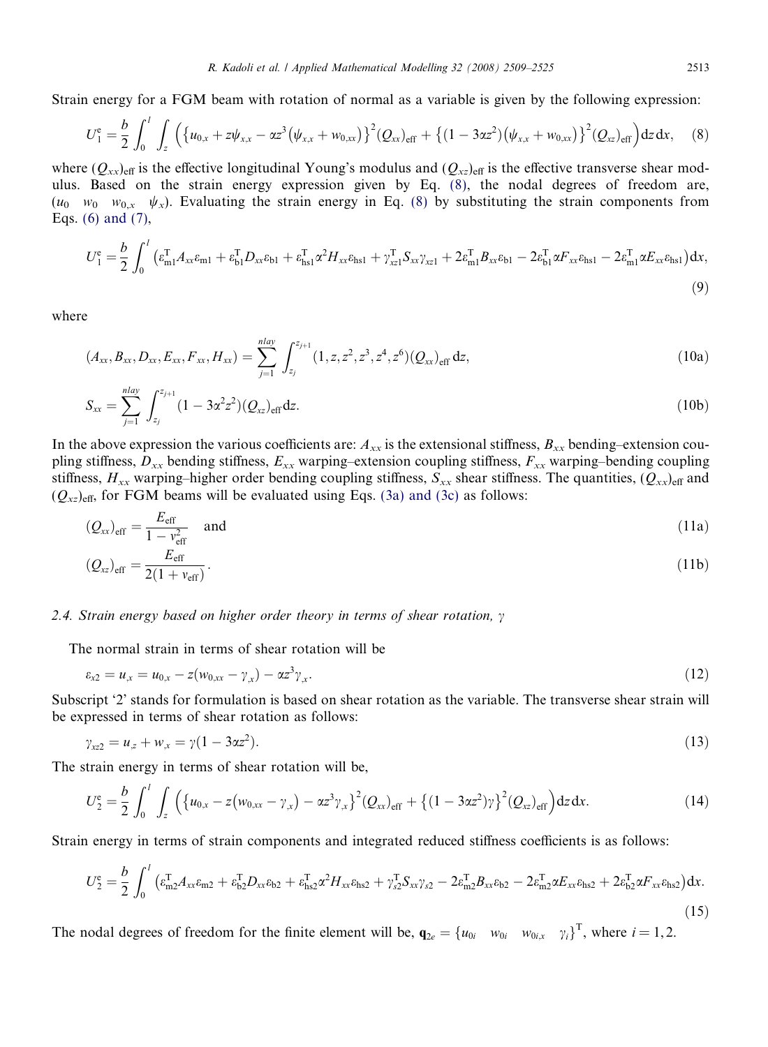Strain energy for a FGM beam with rotation of normal as a variable is given by the following expression:

$$U_1^e = \frac{b}{2}\int_0^l \int_z \left( \left\{ u_{0,x} + z\psi_{x,x} - \alpha z^3 \left( \psi_{x,x} + w_{0,xx} \right) \right\}^2 (Q_{xx})_{\text{eff}} + \left\{ (1 - 3\alpha z^2)\left( \psi_{x,x} + w_{0,xx} \right) \right\}^2 (Q_{xz})_{\text{eff}} \right) \mathrm{d}z\, \mathrm{d}x, \quad (8)$$

where $(Q_{xx})_{\text{eff}}$ is the effective longitudinal Young's modulus and $(Q_{xz})_{\text{eff}}$ is the effective transverse shear modulus. Based on the strain energy expression given by Eq. (8), the nodal degrees of freedom are, $(u_0 \quad w_0 \quad w_{0,x} \quad \psi_x)$. Evaluating the strain energy in Eq. (8) by substituting the strain components from Eqs. (6) and (7),

$$U_1^e = \frac{b}{2}\int_0^l \left( \varepsilon_{\text{m1}}^{\text{T}} A_{xx} \varepsilon_{\text{m1}} + \varepsilon_{\text{b1}}^{\text{T}} D_{xx} \varepsilon_{\text{b1}} + \varepsilon_{\text{hs1}}^{\text{T}} \alpha^2 H_{xx} \varepsilon_{\text{hs1}} + \gamma_{xz1}^{\text{T}} S_{xx} \gamma_{xz1} + 2\varepsilon_{\text{m1}}^{\text{T}} B_{xx} \varepsilon_{\text{b1}} - 2\varepsilon_{\text{b1}}^{\text{T}} \alpha F_{xx} \varepsilon_{\text{hs1}} - 2\varepsilon_{\text{m1}}^{\text{T}} \alpha E_{xx} \varepsilon_{\text{hs1}} \right) \mathrm{d}x, \quad (9)$$

where

$$(A_{xx}, B_{xx}, D_{xx}, E_{xx}, F_{xx}, H_{xx}) = \sum_{j=1}^{nlay} \int_{z_j}^{z_{j+1}} (1, z, z^2, z^3, z^4, z^6)(Q_{xx})_{\text{eff}}\, \mathrm{d}z, \quad (10a)$$

$$S_{xx} = \sum_{j=1}^{nlay} \int_{z_j}^{z_{j+1}} (1 - 3\alpha^2 z^2)(Q_{xz})_{\text{eff}} \mathrm{d}z. \quad (10b)$$

In the above expression the various coefficients are: $A_{xx}$ is the extensional stiffness, $B_{xx}$ bending–extension coupling stiffness, $D_{xx}$ bending stiffness, $E_{xx}$ warping–extension coupling stiffness, $F_{xx}$ warping–bending coupling stiffness, $H_{xx}$ warping–higher order bending coupling stiffness, $S_{xx}$ shear stiffness. The quantities, $(Q_{xx})_{\text{eff}}$ and $(Q_{xz})_{\text{eff}}$, for FGM beams will be evaluated using Eqs. (3a) and (3c) as follows:

$$(Q_{xx})_{\text{eff}} = \frac{E_{\text{eff}}}{1 - v_{\text{eff}}^2} \quad \text{and} \quad (11a)$$

$$(Q_{xz})_{\text{eff}} = \frac{E_{\text{eff}}}{2(1 + v_{\text{eff}})}. \quad (11b)$$

### 2.4. Strain energy based on higher order theory in terms of shear rotation, $\gamma$

The normal strain in terms of shear rotation will be

$$\varepsilon_{x2} = u_{,x} = u_{0,x} - z(w_{0,xx} - \gamma_{,x}) - \alpha z^3 \gamma_{,x}. \quad (12)$$

Subscript '2' stands for formulation is based on shear rotation as the variable. The transverse shear strain will be expressed in terms of shear rotation as follows:

$$\gamma_{xz2} = u_{,z} + w_{,x} = \gamma(1 - 3\alpha z^2). \quad (13)$$

The strain energy in terms of shear rotation will be,

$$U_2^e = \frac{b}{2}\int_0^l \int_z \left( \left\{ u_{0,x} - z\left( w_{0,xx} - \gamma_{,x} \right) - \alpha z^3 \gamma_{,x} \right\}^2 (Q_{xx})_{\text{eff}} + \left\{ (1 - 3\alpha z^2)\gamma \right\}^2 (Q_{xz})_{\text{eff}} \right) \mathrm{d}z\, \mathrm{d}x. \quad (14)$$

Strain energy in terms of strain components and integrated reduced stiffness coefficients is as follows:

$$U_2^e = \frac{b}{2}\int_0^l \left( \varepsilon_{\text{m2}}^{\text{T}} A_{xx} \varepsilon_{\text{m2}} + \varepsilon_{\text{b2}}^{\text{T}} D_{xx} \varepsilon_{\text{b2}} + \varepsilon_{\text{hs2}}^{\text{T}} \alpha^2 H_{xx} \varepsilon_{\text{hs2}} + \gamma_{s2}^{\text{T}} S_{xx} \gamma_{s2} - 2\varepsilon_{\text{m2}}^{\text{T}} B_{xx} \varepsilon_{\text{b2}} - 2\varepsilon_{\text{m2}}^{\text{T}} \alpha E_{xx} \varepsilon_{\text{hs2}} + 2\varepsilon_{\text{b2}}^{\text{T}} \alpha F_{xx} \varepsilon_{\text{hs2}} \right) \mathrm{d}x. \quad (15)$$

The nodal degrees of freedom for the finite element will be, $\mathbf{q}_{2e} = \{u_{0i} \quad w_{0i} \quad w_{0i,x} \quad \gamma_i\}^{\text{T}}$, where $i = 1, 2$.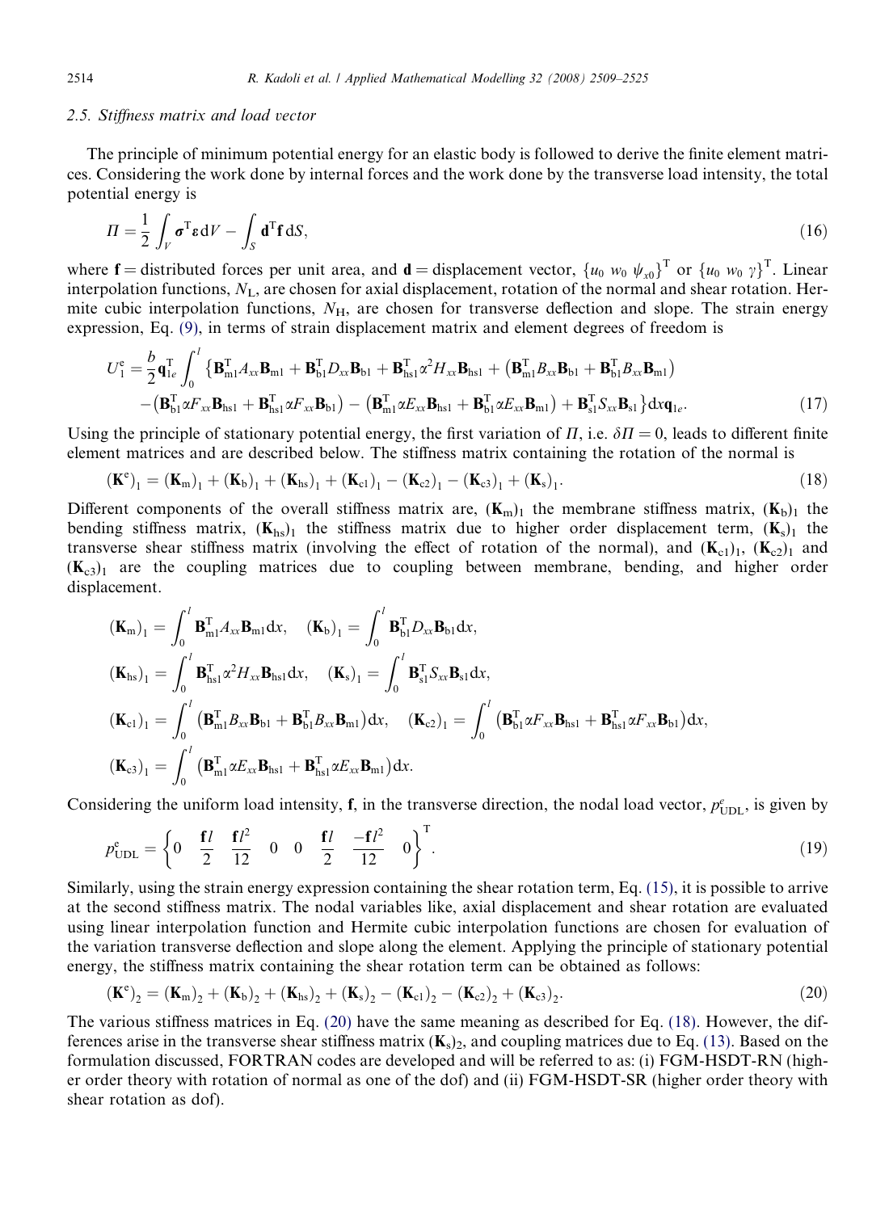### 2.5. Stiffness matrix and load vector

The principle of minimum potential energy for an elastic body is followed to derive the finite element matrices. Considering the work done by internal forces and the work done by the transverse load intensity, the total potential energy is

$$\Pi = \frac{1}{2}\int_V \boldsymbol{\sigma}^{\mathrm{T}}\boldsymbol{\varepsilon}\,\mathrm{d}V - \int_S \mathbf{d}^{\mathrm{T}}\mathbf{f}\,\mathrm{d}S, \tag{16}$$

where $\mathbf{f}$ = distributed forces per unit area, and $\mathbf{d}$ = displacement vector, $\{u_0\ w_0\ \psi_{x0}\}^{\mathrm{T}}$ or $\{u_0\ w_0\ \gamma\}^{\mathrm{T}}$. Linear interpolation functions, $N_{\mathrm{L}}$, are chosen for axial displacement, rotation of the normal and shear rotation. Hermite cubic interpolation functions, $N_{\mathrm{H}}$, are chosen for transverse deflection and slope. The strain energy expression, Eq. (9), in terms of strain displacement matrix and element degrees of freedom is

$$\begin{aligned} U_1^{\mathrm{e}} = \frac{b}{2}\mathbf{q}_{1e}^{\mathrm{T}}\int_0^l \big\{&\mathbf{B}_{\mathrm{m1}}^{\mathrm{T}}A_{xx}\mathbf{B}_{\mathrm{m1}} + \mathbf{B}_{\mathrm{b1}}^{\mathrm{T}}D_{xx}\mathbf{B}_{\mathrm{b1}} + \mathbf{B}_{\mathrm{hs1}}^{\mathrm{T}}\alpha^2 H_{xx}\mathbf{B}_{\mathrm{hs1}} + \left(\mathbf{B}_{\mathrm{m1}}^{\mathrm{T}}B_{xx}\mathbf{B}_{\mathrm{b1}} + \mathbf{B}_{\mathrm{b1}}^{\mathrm{T}}B_{xx}\mathbf{B}_{\mathrm{m1}}\right) \\ &- \left(\mathbf{B}_{\mathrm{b1}}^{\mathrm{T}}\alpha F_{xx}\mathbf{B}_{\mathrm{hs1}} + \mathbf{B}_{\mathrm{hs1}}^{\mathrm{T}}\alpha F_{xx}\mathbf{B}_{\mathrm{b1}}\right) - \left(\mathbf{B}_{\mathrm{m1}}^{\mathrm{T}}\alpha E_{xx}\mathbf{B}_{\mathrm{hs1}} + \mathbf{B}_{\mathrm{b1}}^{\mathrm{T}}\alpha E_{xx}\mathbf{B}_{\mathrm{m1}}\right) + \mathbf{B}_{\mathrm{s1}}^{\mathrm{T}}S_{xx}\mathbf{B}_{\mathrm{s1}}\big\}\mathrm{d}x\,\mathbf{q}_{1e}. \end{aligned} \tag{17}$$

Using the principle of stationary potential energy, the first variation of $\Pi$, i.e. $\delta\Pi = 0$, leads to different finite element matrices and are described below. The stiffness matrix containing the rotation of the normal is

$$(\mathbf{K}^{\mathrm{e}})_1 = (\mathbf{K}_{\mathrm{m}})_1 + (\mathbf{K}_{\mathrm{b}})_1 + (\mathbf{K}_{\mathrm{hs}})_1 + (\mathbf{K}_{\mathrm{c1}})_1 - (\mathbf{K}_{\mathrm{c2}})_1 - (\mathbf{K}_{\mathrm{c3}})_1 + (\mathbf{K}_{\mathrm{s}})_1. \tag{18}$$

Different components of the overall stiffness matrix are, $(\mathbf{K}_{\mathrm{m}})_1$ the membrane stiffness matrix, $(\mathbf{K}_{\mathrm{b}})_1$ the bending stiffness matrix, $(\mathbf{K}_{\mathrm{hs}})_1$ the stiffness matrix due to higher order displacement term, $(\mathbf{K}_{\mathrm{s}})_1$ the transverse shear stiffness matrix (involving the effect of rotation of the normal), and $(\mathbf{K}_{\mathrm{c1}})_1$, $(\mathbf{K}_{\mathrm{c2}})_1$ and $(\mathbf{K}_{\mathrm{c3}})_1$ are the coupling matrices due to coupling between membrane, bending, and higher order displacement.

$$\begin{aligned} &(\mathbf{K}_{\mathrm{m}})_1 = \int_0^l \mathbf{B}_{\mathrm{m1}}^{\mathrm{T}}A_{xx}\mathbf{B}_{\mathrm{m1}}\mathrm{d}x, \quad (\mathbf{K}_{\mathrm{b}})_1 = \int_0^l \mathbf{B}_{\mathrm{b1}}^{\mathrm{T}}D_{xx}\mathbf{B}_{\mathrm{b1}}\mathrm{d}x, \\ &(\mathbf{K}_{\mathrm{hs}})_1 = \int_0^l \mathbf{B}_{\mathrm{hs1}}^{\mathrm{T}}\alpha^2 H_{xx}\mathbf{B}_{\mathrm{hs1}}\mathrm{d}x, \quad (\mathbf{K}_{\mathrm{s}})_1 = \int_0^l \mathbf{B}_{\mathrm{s1}}^{\mathrm{T}}S_{xx}\mathbf{B}_{\mathrm{s1}}\mathrm{d}x, \\ &(\mathbf{K}_{\mathrm{c1}})_1 = \int_0^l \left(\mathbf{B}_{\mathrm{m1}}^{\mathrm{T}}B_{xx}\mathbf{B}_{\mathrm{b1}} + \mathbf{B}_{\mathrm{b1}}^{\mathrm{T}}B_{xx}\mathbf{B}_{\mathrm{m1}}\right)\mathrm{d}x, \quad (\mathbf{K}_{\mathrm{c2}})_1 = \int_0^l \left(\mathbf{B}_{\mathrm{b1}}^{\mathrm{T}}\alpha F_{xx}\mathbf{B}_{\mathrm{hs1}} + \mathbf{B}_{\mathrm{hs1}}^{\mathrm{T}}\alpha F_{xx}\mathbf{B}_{\mathrm{b1}}\right)\mathrm{d}x, \\ &(\mathbf{K}_{\mathrm{c3}})_1 = \int_0^l \left(\mathbf{B}_{\mathrm{m1}}^{\mathrm{T}}\alpha E_{xx}\mathbf{B}_{\mathrm{hs1}} + \mathbf{B}_{\mathrm{hs1}}^{\mathrm{T}}\alpha E_{xx}\mathbf{B}_{\mathrm{m1}}\right)\mathrm{d}x. \end{aligned}$$

Considering the uniform load intensity, $\mathbf{f}$, in the transverse direction, the nodal load vector, $p_{\mathrm{UDL}}^{e}$, is given by

$$p_{\mathrm{UDL}}^{\mathrm{e}} = \left\{0 \quad \frac{\mathbf{f}l}{2} \quad \frac{\mathbf{f}l^2}{12} \quad 0 \quad 0 \quad \frac{\mathbf{f}l}{2} \quad \frac{-\mathbf{f}l^2}{12} \quad 0\right\}^{\mathrm{T}}. \tag{19}$$

Similarly, using the strain energy expression containing the shear rotation term, Eq. (15), it is possible to arrive at the second stiffness matrix. The nodal variables like, axial displacement and shear rotation are evaluated using linear interpolation function and Hermite cubic interpolation functions are chosen for evaluation of the variation transverse deflection and slope along the element. Applying the principle of stationary potential energy, the stiffness matrix containing the shear rotation term can be obtained as follows:

$$(\mathbf{K}^{\mathrm{e}})_2 = (\mathbf{K}_{\mathrm{m}})_2 + (\mathbf{K}_{\mathrm{b}})_2 + (\mathbf{K}_{\mathrm{hs}})_2 + (\mathbf{K}_{\mathrm{s}})_2 - (\mathbf{K}_{\mathrm{c1}})_2 - (\mathbf{K}_{\mathrm{c2}})_2 + (\mathbf{K}_{\mathrm{c3}})_2. \tag{20}$$

The various stiffness matrices in Eq. (20) have the same meaning as described for Eq. (18). However, the differences arise in the transverse shear stiffness matrix $(\mathbf{K}_{\mathrm{s}})_2$, and coupling matrices due to Eq. (13). Based on the formulation discussed, FORTRAN codes are developed and will be referred to as: (i) FGM-HSDT-RN (higher order theory with rotation of normal as one of the dof) and (ii) FGM-HSDT-SR (higher order theory with shear rotation as dof).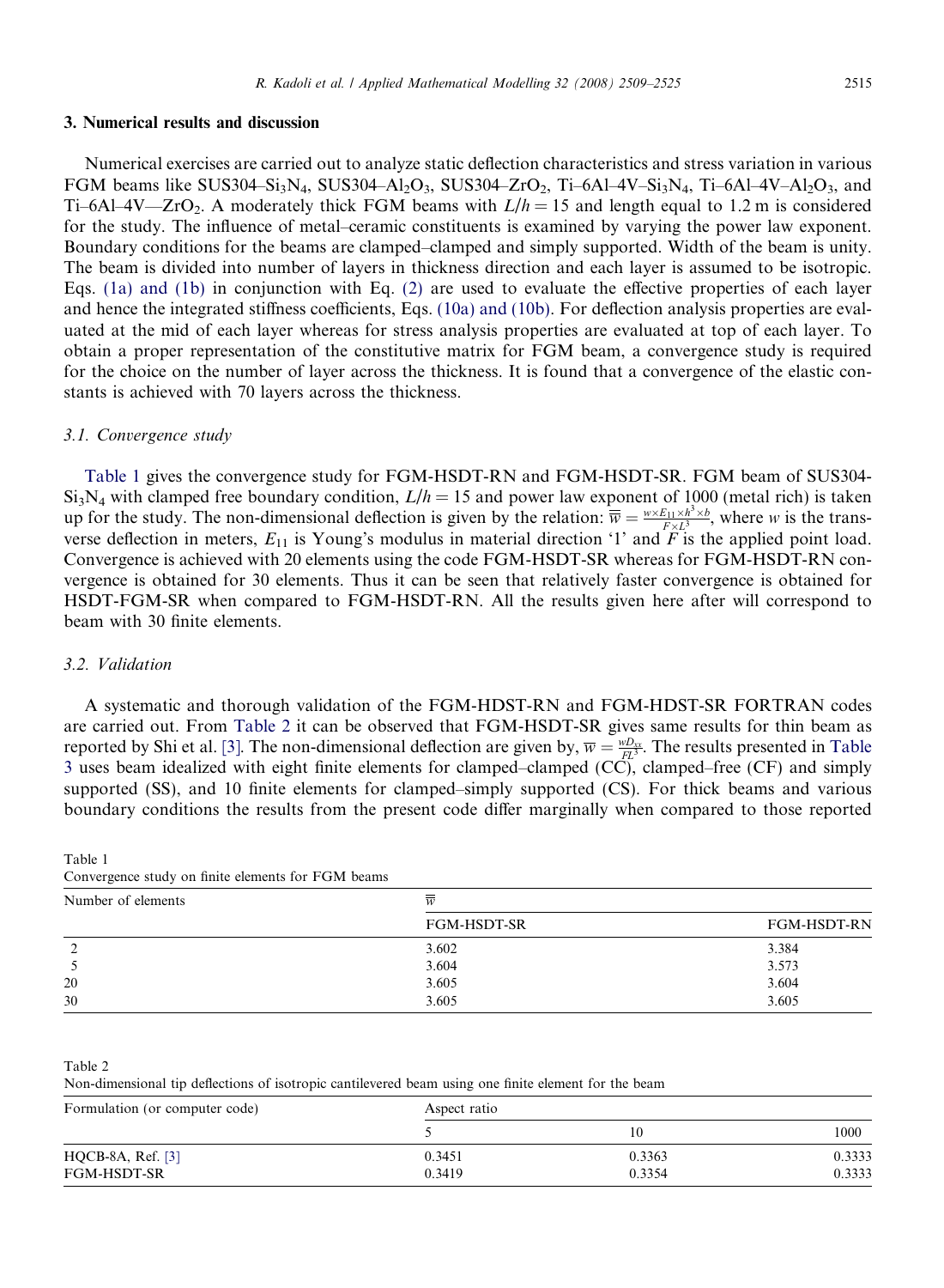## 3. Numerical results and discussion

Numerical exercises are carried out to analyze static deflection characteristics and stress variation in various FGM beams like SUS304–$Si_3N_4$, SUS304–$Al_2O_3$, SUS304–$ZrO_2$, Ti–6Al–4V–$Si_3N_4$, Ti–6Al–4V–$Al_2O_3$, and Ti–6Al–4V—$ZrO_2$. A moderately thick FGM beams with $L/h = 15$ and length equal to 1.2 m is considered for the study. The influence of metal–ceramic constituents is examined by varying the power law exponent. Boundary conditions for the beams are clamped–clamped and simply supported. Width of the beam is unity. The beam is divided into number of layers in thickness direction and each layer is assumed to be isotropic. Eqs. (1a) and (1b) in conjunction with Eq. (2) are used to evaluate the effective properties of each layer and hence the integrated stiffness coefficients, Eqs. (10a) and (10b). For deflection analysis properties are evaluated at the mid of each layer whereas for stress analysis properties are evaluated at top of each layer. To obtain a proper representation of the constitutive matrix for FGM beam, a convergence study is required for the choice on the number of layer across the thickness. It is found that a convergence of the elastic constants is achieved with 70 layers across the thickness.

### 3.1. Convergence study

Table 1 gives the convergence study for FGM-HSDT-RN and FGM-HSDT-SR. FGM beam of SUS304-$Si_3N_4$ with clamped free boundary condition, $L/h = 15$ and power law exponent of 1000 (metal rich) is taken up for the study. The non-dimensional deflection is given by the relation: $\overline{\overline{w}} = \frac{w \times E_{11} \times h^3 \times b}{F \times L^3}$, where $w$ is the transverse deflection in meters, $E_{11}$ is Young's modulus in material direction '1' and $F$ is the applied point load. Convergence is achieved with 20 elements using the code FGM-HSDT-SR whereas for FGM-HSDT-RN convergence is obtained for 30 elements. Thus it can be seen that relatively faster convergence is obtained for HSDT-FGM-SR when compared to FGM-HSDT-RN. All the results given here after will correspond to beam with 30 finite elements.

### 3.2. Validation

A systematic and thorough validation of the FGM-HDST-RN and FGM-HDST-SR FORTRAN codes are carried out. From Table 2 it can be observed that FGM-HSDT-SR gives same results for thin beam as reported by Shi et al. [3]. The non-dimensional deflection are given by, $\overline{w} = \frac{wD_{xx}}{FL^3}$. The results presented in Table 3 uses beam idealized with eight finite elements for clamped–clamped (CC), clamped–free (CF) and simply supported (SS), and 10 finite elements for clamped–simply supported (CS). For thick beams and various boundary conditions the results from the present code differ marginally when compared to those reported

Table 1
Convergence study on finite elements for FGM beams

| Number of elements | $\overline{\overline{w}}$ | |
|---|---|---|
| | FGM-HSDT-SR | FGM-HSDT-RN |
| 2 | 3.602 | 3.384 |
| 5 | 3.604 | 3.573 |
| 20 | 3.605 | 3.604 |
| 30 | 3.605 | 3.605 |

Table 2
Non-dimensional tip deflections of isotropic cantilevered beam using one finite element for the beam

| Formulation (or computer code) | Aspect ratio | | |
|---|---|---|---|
| | 5 | 10 | 1000 |
| HQCB-8A, Ref. [3] | 0.3451 | 0.3363 | 0.3333 |
| FGM-HSDT-SR | 0.3419 | 0.3354 | 0.3333 |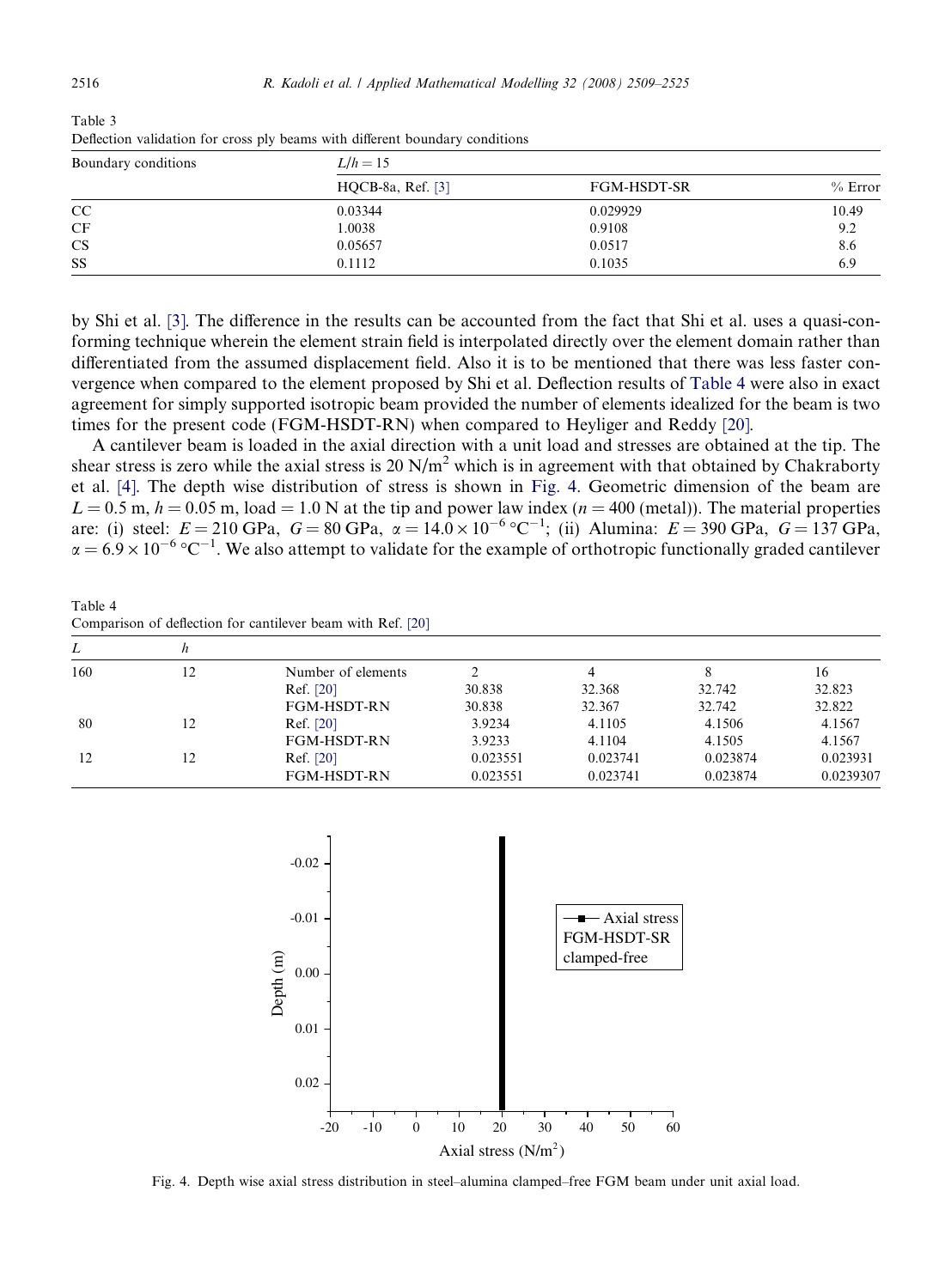Table 3
Deflection validation for cross ply beams with different boundary conditions

| Boundary conditions | $L/h = 15$ | | |
|---|---|---|---|
| | HQCB-8a, Ref. [3] | FGM-HSDT-SR | % Error |
| CC | 0.03344 | 0.029929 | 10.49 |
| CF | 1.0038 | 0.9108 | 9.2 |
| CS | 0.05657 | 0.0517 | 8.6 |
| SS | 0.1112 | 0.1035 | 6.9 |

by Shi et al. [3]. The difference in the results can be accounted from the fact that Shi et al. uses a quasi-conforming technique wherein the element strain field is interpolated directly over the element domain rather than differentiated from the assumed displacement field. Also it is to be mentioned that there was less faster convergence when compared to the element proposed by Shi et al. Deflection results of Table 4 were also in exact agreement for simply supported isotropic beam provided the number of elements idealized for the beam is two times for the present code (FGM-HSDT-RN) when compared to Heyliger and Reddy [20].

A cantilever beam is loaded in the axial direction with a unit load and stresses are obtained at the tip. The shear stress is zero while the axial stress is 20 $N/m^2$ which is in agreement with that obtained by Chakraborty et al. [4]. The depth wise distribution of stress is shown in Fig. 4. Geometric dimension of the beam are $L = 0.5$ m, $h = 0.05$ m, load = 1.0 N at the tip and power law index ($n = 400$ (metal)). The material properties are: (i) steel: $E = 210$ GPa, $G = 80$ GPa, $\alpha = 14.0 \times 10^{-6}\,°C^{-1}$; (ii) Alumina: $E = 390$ GPa, $G = 137$ GPa, $\alpha = 6.9 \times 10^{-6}\,°C^{-1}$. We also attempt to validate for the example of orthotropic functionally graded cantilever

Table 4
Comparison of deflection for cantilever beam with Ref. [20]

| $L$ | $h$ | | | | | |
|---|---|---|---|---|---|---|
| 160 | 12 | Number of elements | 2 | 4 | 8 | 16 |
| | | Ref. [20] | 30.838 | 32.368 | 32.742 | 32.823 |
| | | FGM-HSDT-RN | 30.838 | 32.367 | 32.742 | 32.822 |
| 80 | 12 | Ref. [20] | 3.9234 | 4.1105 | 4.1506 | 4.1567 |
| | | FGM-HSDT-RN | 3.9233 | 4.1104 | 4.1505 | 4.1567 |
| 12 | 12 | Ref. [20] | 0.023551 | 0.023741 | 0.023874 | 0.023931 |
| | | FGM-HSDT-RN | 0.023551 | 0.023741 | 0.023874 | 0.0239307 |

Fig. 4. Depth wise axial stress distribution in steel–alumina clamped–free FGM beam under unit axial load.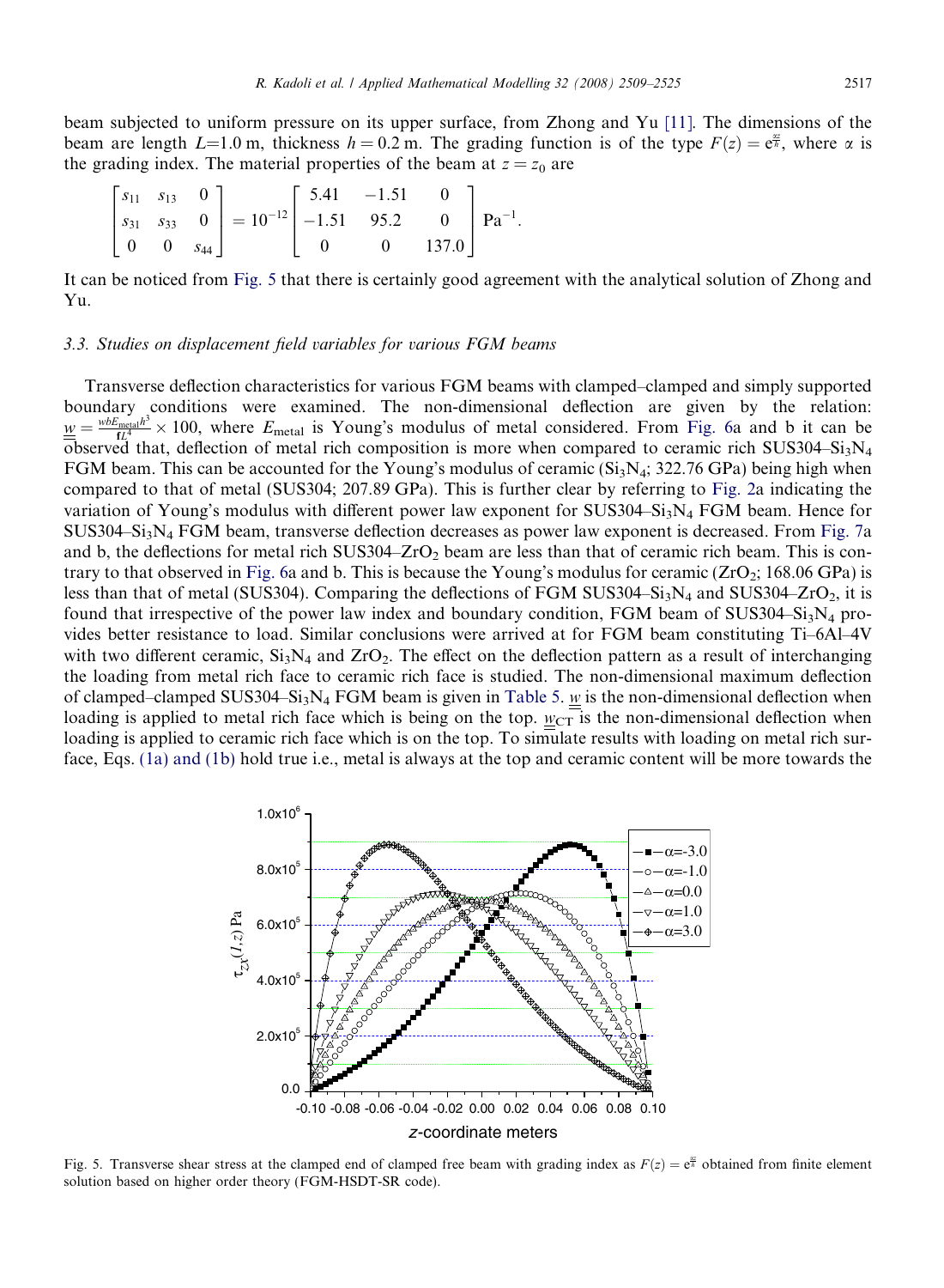beam subjected to uniform pressure on its upper surface, from Zhong and Yu [11]. The dimensions of the beam are length $L$=1.0 m, thickness $h = 0.2$ m. The grading function is of the type $F(z) = e^{\frac{\alpha z}{h}}$, where $\alpha$ is the grading index. The material properties of the beam at $z = z_0$ are

$$\begin{bmatrix} s_{11} & s_{13} & 0 \\ s_{31} & s_{33} & 0 \\ 0 & 0 & s_{44} \end{bmatrix} = 10^{-12} \begin{bmatrix} 5.41 & -1.51 & 0 \\ -1.51 & 95.2 & 0 \\ 0 & 0 & 137.0 \end{bmatrix} \text{Pa}^{-1}.$$

It can be noticed from Fig. 5 that there is certainly good agreement with the analytical solution of Zhong and Yu.

### 3.3. Studies on displacement field variables for various FGM beams

Transverse deflection characteristics for various FGM beams with clamped–clamped and simply supported boundary conditions were examined. The non-dimensional deflection are given by the relation: $\underline{\underline{w}} = \frac{wbE_{\text{metal}}h^3}{\text{f}L^4} \times 100$, where $E_{\text{metal}}$ is Young's modulus of metal considered. From Fig. 6a and b it can be observed that, deflection of metal rich composition is more when compared to ceramic rich SUS304–$Si_3N_4$ FGM beam. This can be accounted for the Young's modulus of ceramic ($Si_3N_4$; 322.76 GPa) being high when compared to that of metal (SUS304; 207.89 GPa). This is further clear by referring to Fig. 2a indicating the variation of Young's modulus with different power law exponent for SUS304–$Si_3N_4$ FGM beam. Hence for SUS304–$Si_3N_4$ FGM beam, transverse deflection decreases as power law exponent is decreased. From Fig. 7a and b, the deflections for metal rich SUS304–$ZrO_2$ beam are less than that of ceramic rich beam. This is contrary to that observed in Fig. 6a and b. This is because the Young's modulus for ceramic ($ZrO_2$; 168.06 GPa) is less than that of metal (SUS304). Comparing the deflections of FGM SUS304–$Si_3N_4$ and SUS304–$ZrO_2$, it is found that irrespective of the power law index and boundary condition, FGM beam of SUS304–$Si_3N_4$ provides better resistance to load. Similar conclusions were arrived at for FGM beam constituting Ti–6Al–4V with two different ceramic, $Si_3N_4$ and $ZrO_2$. The effect on the deflection pattern as a result of interchanging the loading from metal rich face to ceramic rich face is studied. The non-dimensional maximum deflection of clamped–clamped SUS304–$Si_3N_4$ FGM beam is given in Table 5. $\underline{\underline{w}}$ is the non-dimensional deflection when loading is applied to metal rich face which is being on the top. $\underline{\underline{w}}_{\text{CT}}$ is the non-dimensional deflection when loading is applied to ceramic rich face which is on the top. To simulate results with loading on metal rich surface, Eqs. (1a) and (1b) hold true i.e., metal is always at the top and ceramic content will be more towards the

Fig. 5. Transverse shear stress at the clamped end of clamped free beam with grading index as $F(z) = e^{\frac{\alpha z}{h}}$ obtained from finite element solution based on higher order theory (FGM-HSDT-SR code).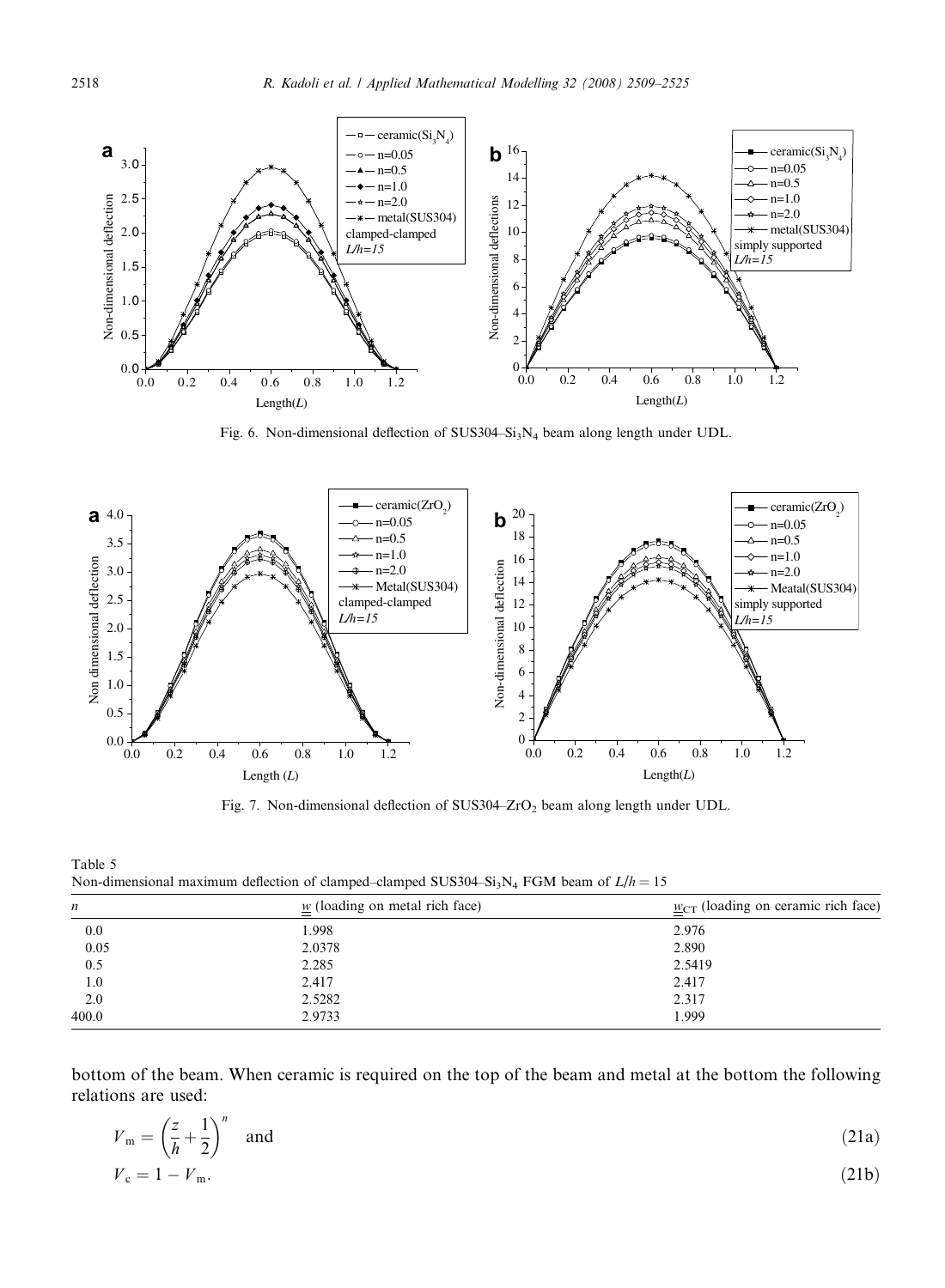Fig. 6. Non-dimensional deflection of SUS304–$Si_3N_4$ beam along length under UDL.

Fig. 7. Non-dimensional deflection of SUS304–$ZrO_2$ beam along length under UDL.

Table 5
Non-dimensional maximum deflection of clamped–clamped SUS304–$Si_3N_4$ FGM beam of $L/h = 15$

| $n$ | $\underline{\underline{w}}$ (loading on metal rich face) | $\underline{\underline{w}}_{CT}$ (loading on ceramic rich face) |
|---|---|---|
| 0.0 | 1.998 | 2.976 |
| 0.05 | 2.0378 | 2.890 |
| 0.5 | 2.285 | 2.5419 |
| 1.0 | 2.417 | 2.417 |
| 2.0 | 2.5282 | 2.317 |
| 400.0 | 2.9733 | 1.999 |

bottom of the beam. When ceramic is required on the top of the beam and metal at the bottom the following relations are used:

$$V_m = \left(\frac{z}{h} + \frac{1}{2}\right)^n \quad \text{and} \tag{21a}$$

$$V_c = 1 - V_m. \tag{21b}$$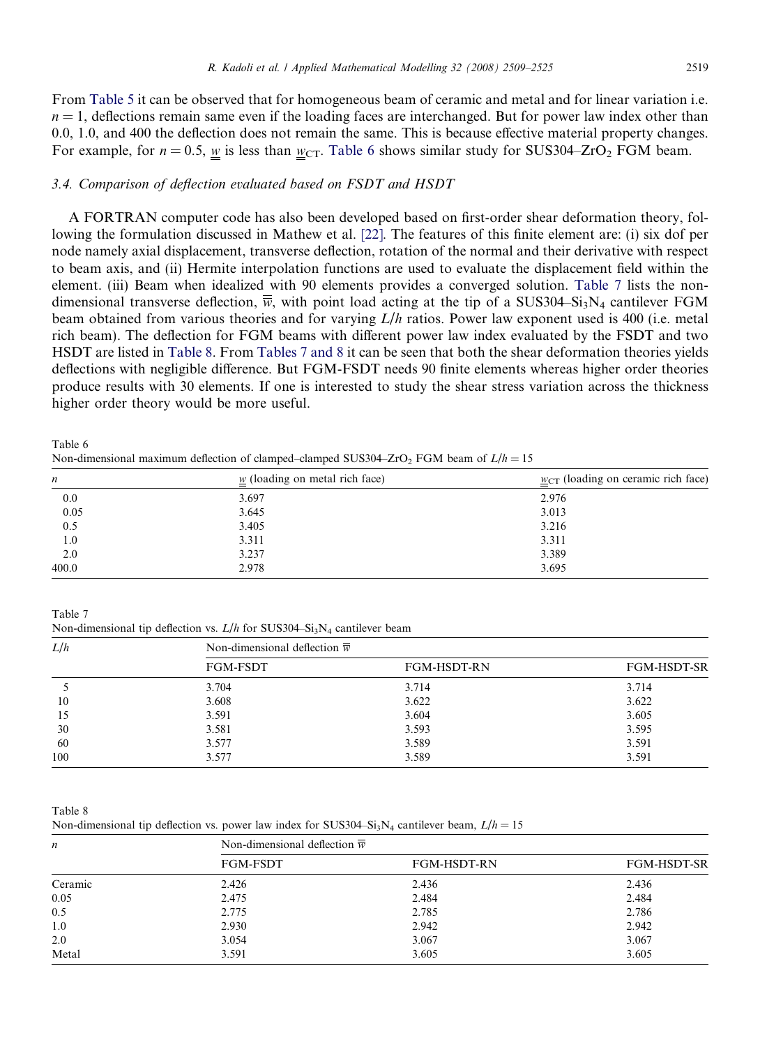From Table 5 it can be observed that for homogeneous beam of ceramic and metal and for linear variation i.e. $n = 1$, deflections remain same even if the loading faces are interchanged. But for power law index other than 0.0, 1.0, and 400 the deflection does not remain the same. This is because effective material property changes. For example, for $n = 0.5$, $\underline{\underline{w}}$ is less than $\underline{\underline{w}}_{CT}$. Table 6 shows similar study for SUS304–$ZrO_2$ FGM beam.

### 3.4. Comparison of deflection evaluated based on FSDT and HSDT

A FORTRAN computer code has also been developed based on first-order shear deformation theory, following the formulation discussed in Mathew et al. [22]. The features of this finite element are: (i) six dof per node namely axial displacement, transverse deflection, rotation of the normal and their derivative with respect to beam axis, and (ii) Hermite interpolation functions are used to evaluate the displacement field within the element. (iii) Beam when idealized with 90 elements provides a converged solution. Table 7 lists the non-dimensional transverse deflection, $\overline{\overline{w}}$, with point load acting at the tip of a SUS304–$Si_3N_4$ cantilever FGM beam obtained from various theories and for varying $L/h$ ratios. Power law exponent used is 400 (i.e. metal rich beam). The deflection for FGM beams with different power law index evaluated by the FSDT and two HSDT are listed in Table 8. From Tables 7 and 8 it can be seen that both the shear deformation theories yields deflections with negligible difference. But FGM-FSDT needs 90 finite elements whereas higher order theories produce results with 30 elements. If one is interested to study the shear stress variation across the thickness higher order theory would be more useful.

Table 6
Non-dimensional maximum deflection of clamped–clamped SUS304–$ZrO_2$ FGM beam of $L/h = 15$

| $n$ | $\underline{\underline{w}}$ (loading on metal rich face) | $\underline{\underline{w}}_{CT}$ (loading on ceramic rich face) |
|---|---|---|
| 0.0 | 3.697 | 2.976 |
| 0.05 | 3.645 | 3.013 |
| 0.5 | 3.405 | 3.216 |
| 1.0 | 3.311 | 3.311 |
| 2.0 | 3.237 | 3.389 |
| 400.0 | 2.978 | 3.695 |

Table 7
Non-dimensional tip deflection vs. $L/h$ for SUS304–$Si_3N_4$ cantilever beam

| $L/h$ | Non-dimensional deflection $\overline{\overline{w}}$ | | |
|---|---|---|---|
| | FGM-FSDT | FGM-HSDT-RN | FGM-HSDT-SR |
| 5 | 3.704 | 3.714 | 3.714 |
| 10 | 3.608 | 3.622 | 3.622 |
| 15 | 3.591 | 3.604 | 3.605 |
| 30 | 3.581 | 3.593 | 3.595 |
| 60 | 3.577 | 3.589 | 3.591 |
| 100 | 3.577 | 3.589 | 3.591 |

Table 8
Non-dimensional tip deflection vs. power law index for SUS304–$Si_3N_4$ cantilever beam, $L/h = 15$

| $n$ | Non-dimensional deflection $\overline{\overline{w}}$ | | |
|---|---|---|---|
| | FGM-FSDT | FGM-HSDT-RN | FGM-HSDT-SR |
| Ceramic | 2.426 | 2.436 | 2.436 |
| 0.05 | 2.475 | 2.484 | 2.484 |
| 0.5 | 2.775 | 2.785 | 2.786 |
| 1.0 | 2.930 | 2.942 | 2.942 |
| 2.0 | 3.054 | 3.067 | 3.067 |
| Metal | 3.591 | 3.605 | 3.605 |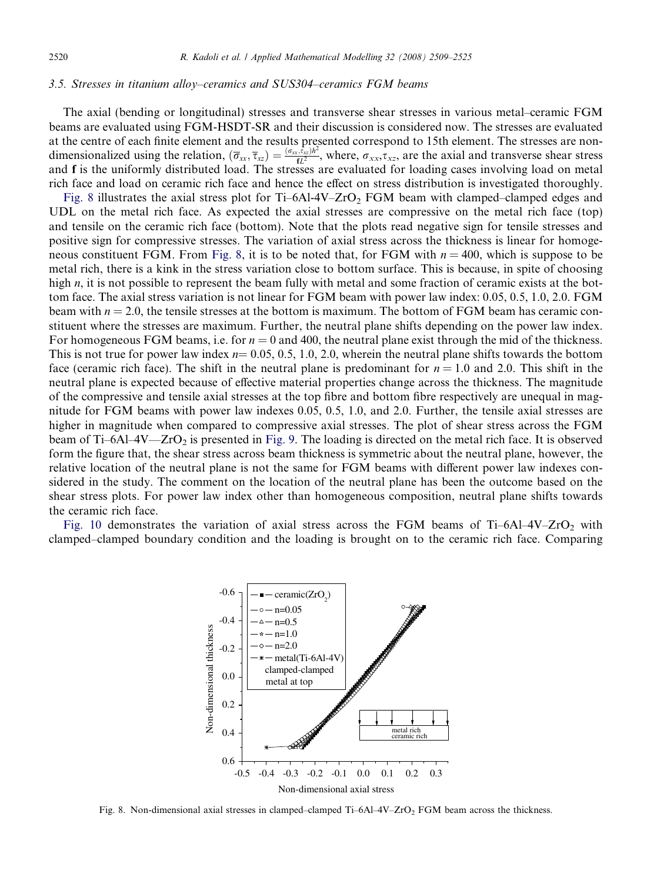### 3.5. Stresses in titanium alloy–ceramics and SUS304–ceramics FGM beams

The axial (bending or longitudinal) stresses and transverse shear stresses in various metal–ceramic FGM beams are evaluated using FGM-HSDT-SR and their discussion is considered now. The stresses are evaluated at the centre of each finite element and the results presented correspond to 15th element. The stresses are non-dimensionalized using the relation, $(\overline{\sigma}_{xx}, \overline{\tau}_{xz}) = \frac{(\sigma_{xx}, \tau_{xz})h^2}{\mathbf{f}L^2}$, where, $\sigma_{xx}, \tau_{xz}$, are the axial and transverse shear stress and **f** is the uniformly distributed load. The stresses are evaluated for loading cases involving load on metal rich face and load on ceramic rich face and hence the effect on stress distribution is investigated thoroughly.

Fig. 8 illustrates the axial stress plot for Ti–6Al-4V–$ZrO_2$ FGM beam with clamped–clamped edges and UDL on the metal rich face. As expected the axial stresses are compressive on the metal rich face (top) and tensile on the ceramic rich face (bottom). Note that the plots read negative sign for tensile stresses and positive sign for compressive stresses. The variation of axial stress across the thickness is linear for homogeneous constituent FGM. From Fig. 8, it is to be noted that, for FGM with $n = 400$, which is suppose to be metal rich, there is a kink in the stress variation close to bottom surface. This is because, in spite of choosing high $n$, it is not possible to represent the beam fully with metal and some fraction of ceramic exists at the bottom face. The axial stress variation is not linear for FGM beam with power law index: 0.05, 0.5, 1.0, 2.0. FGM beam with $n = 2.0$, the tensile stresses at the bottom is maximum. The bottom of FGM beam has ceramic constituent where the stresses are maximum. Further, the neutral plane shifts depending on the power law index. For homogeneous FGM beams, i.e. for $n = 0$ and 400, the neutral plane exist through the mid of the thickness. This is not true for power law index $n$= 0.05, 0.5, 1.0, 2.0, wherein the neutral plane shifts towards the bottom face (ceramic rich face). The shift in the neutral plane is predominant for $n = 1.0$ and 2.0. This shift in the neutral plane is expected because of effective material properties change across the thickness. The magnitude of the compressive and tensile axial stresses at the top fibre and bottom fibre respectively are unequal in magnitude for FGM beams with power law indexes 0.05, 0.5, 1.0, and 2.0. Further, the tensile axial stresses are higher in magnitude when compared to compressive axial stresses. The plot of shear stress across the FGM beam of Ti–6Al–4V—$ZrO_2$ is presented in Fig. 9. The loading is directed on the metal rich face. It is observed form the figure that, the shear stress across beam thickness is symmetric about the neutral plane, however, the relative location of the neutral plane is not the same for FGM beams with different power law indexes considered in the study. The comment on the location of the neutral plane has been the outcome based on the shear stress plots. For power law index other than homogeneous composition, neutral plane shifts towards the ceramic rich face.

Fig. 10 demonstrates the variation of axial stress across the FGM beams of Ti–6Al–4V–$ZrO_2$ with clamped–clamped boundary condition and the loading is brought on to the ceramic rich face. Comparing

Fig. 8. Non-dimensional axial stresses in clamped–clamped Ti–6Al–4V–$ZrO_2$ FGM beam across the thickness.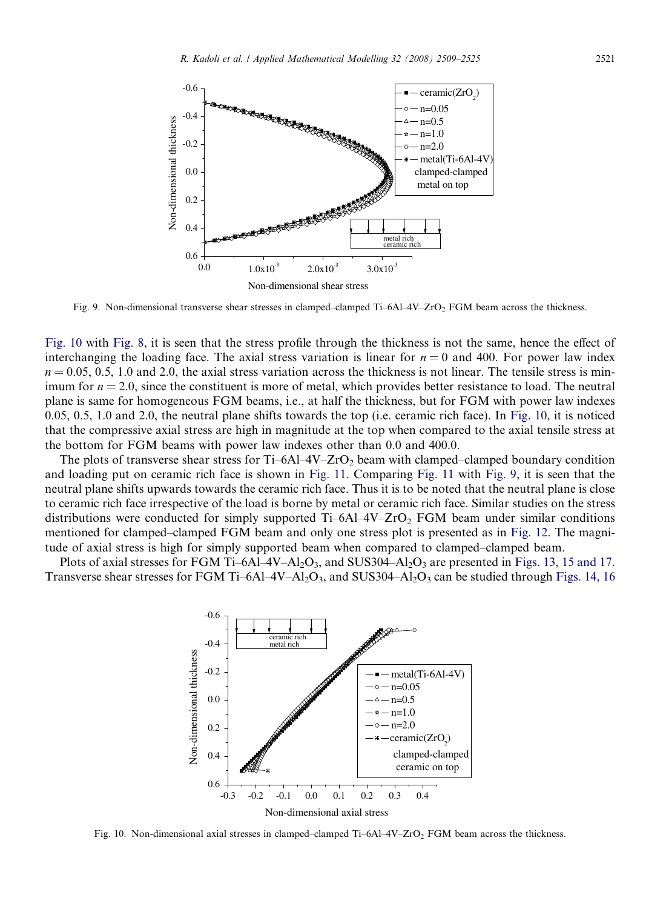Fig. 9. Non-dimensional transverse shear stresses in clamped–clamped Ti–6Al–4V–$ZrO_2$ FGM beam across the thickness.

Fig. 10 with Fig. 8, it is seen that the stress profile through the thickness is not the same, hence the effect of interchanging the loading face. The axial stress variation is linear for $n = 0$ and 400. For power law index $n = 0.05$, 0.5, 1.0 and 2.0, the axial stress variation across the thickness is not linear. The tensile stress is minimum for $n = 2.0$, since the constituent is more of metal, which provides better resistance to load. The neutral plane is same for homogeneous FGM beams, i.e., at half the thickness, but for FGM with power law indexes 0.05, 0.5, 1.0 and 2.0, the neutral plane shifts towards the top (i.e. ceramic rich face). In Fig. 10, it is noticed that the compressive axial stress are high in magnitude at the top when compared to the axial tensile stress at the bottom for FGM beams with power law indexes other than 0.0 and 400.0.

The plots of transverse shear stress for Ti–6Al–4V–$ZrO_2$ beam with clamped–clamped boundary condition and loading put on ceramic rich face is shown in Fig. 11. Comparing Fig. 11 with Fig. 9, it is seen that the neutral plane shifts upwards towards the ceramic rich face. Thus it is to be noted that the neutral plane is close to ceramic rich face irrespective of the load is borne by metal or ceramic rich face. Similar studies on the stress distributions were conducted for simply supported Ti–6Al–4V–$ZrO_2$ FGM beam under similar conditions mentioned for clamped–clamped FGM beam and only one stress plot is presented as in Fig. 12. The magnitude of axial stress is high for simply supported beam when compared to clamped–clamped beam.

Plots of axial stresses for FGM Ti–6Al–4V–$Al_2O_3$, and SUS304–$Al_2O_3$ are presented in Figs. 13, 15 and 17. Transverse shear stresses for FGM Ti–6Al–4V–$Al_2O_3$, and SUS304–$Al_2O_3$ can be studied through Figs. 14, 16

Fig. 10. Non-dimensional axial stresses in clamped–clamped Ti–6Al–4V–$ZrO_2$ FGM beam across the thickness.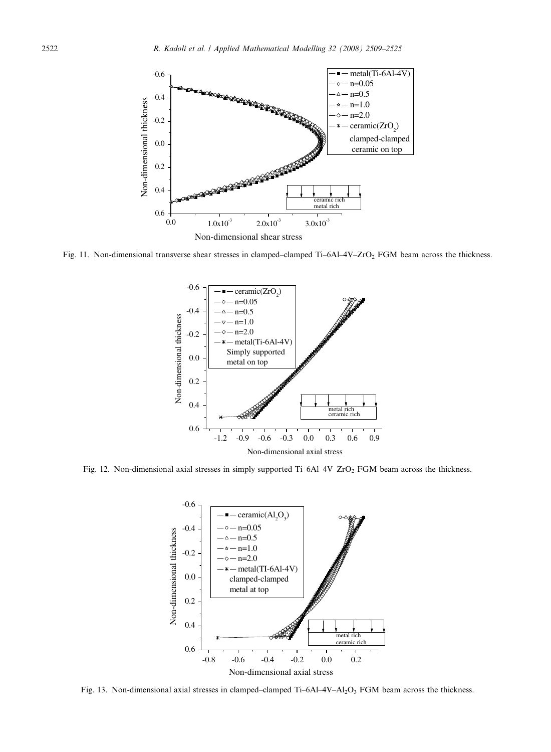Fig. 11. Non-dimensional transverse shear stresses in clamped–clamped Ti–6Al–4V–$ZrO_2$ FGM beam across the thickness.

Fig. 12. Non-dimensional axial stresses in simply supported Ti–6Al–4V–$ZrO_2$ FGM beam across the thickness.

Fig. 13. Non-dimensional axial stresses in clamped–clamped Ti–6Al–4V–$Al_2O_3$ FGM beam across the thickness.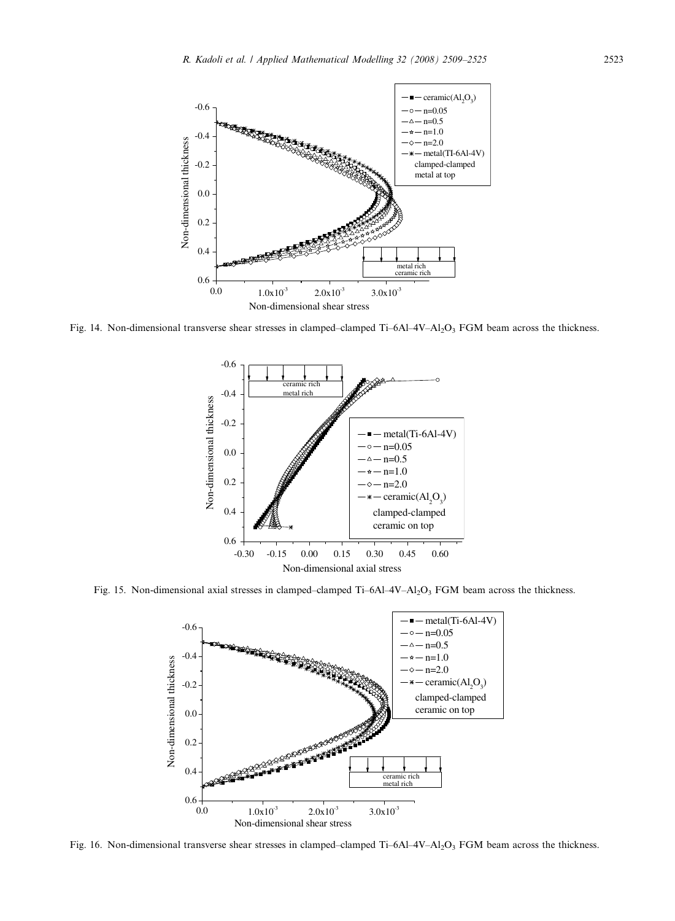Fig. 14. Non-dimensional transverse shear stresses in clamped–clamped Ti–6Al–4V–$Al_2O_3$ FGM beam across the thickness.

Fig. 15. Non-dimensional axial stresses in clamped–clamped Ti–6Al–4V–$Al_2O_3$ FGM beam across the thickness.

Fig. 16. Non-dimensional transverse shear stresses in clamped–clamped Ti–6Al–4V–$Al_2O_3$ FGM beam across the thickness.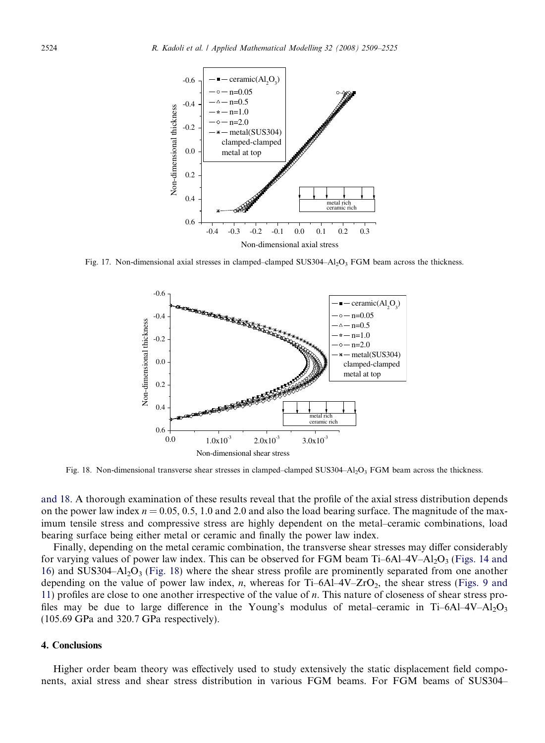Fig. 17. Non-dimensional axial stresses in clamped–clamped SUS304–$Al_2O_3$ FGM beam across the thickness.

Fig. 18. Non-dimensional transverse shear stresses in clamped–clamped SUS304–$Al_2O_3$ FGM beam across the thickness.

and 18. A thorough examination of these results reveal that the profile of the axial stress distribution depends on the power law index $n = 0.05$, 0.5, 1.0 and 2.0 and also the load bearing surface. The magnitude of the maximum tensile stress and compressive stress are highly dependent on the metal–ceramic combinations, load bearing surface being either metal or ceramic and finally the power law index.

Finally, depending on the metal ceramic combination, the transverse shear stresses may differ considerably for varying values of power law index. This can be observed for FGM beam Ti–6Al–4V–$Al_2O_3$ (Figs. 14 and 16) and SUS304–$Al_2O_3$ (Fig. 18) where the shear stress profile are prominently separated from one another depending on the value of power law index, $n$, whereas for Ti–6Al–4V–$ZrO_2$, the shear stress (Figs. 9 and 11) profiles are close to one another irrespective of the value of $n$. This nature of closeness of shear stress profiles may be due to large difference in the Young's modulus of metal–ceramic in Ti–6Al–4V–$Al_2O_3$ (105.69 GPa and 320.7 GPa respectively).

## 4. Conclusions

Higher order beam theory was effectively used to study extensively the static displacement field components, axial stress and shear stress distribution in various FGM beams. For FGM beams of SUS304–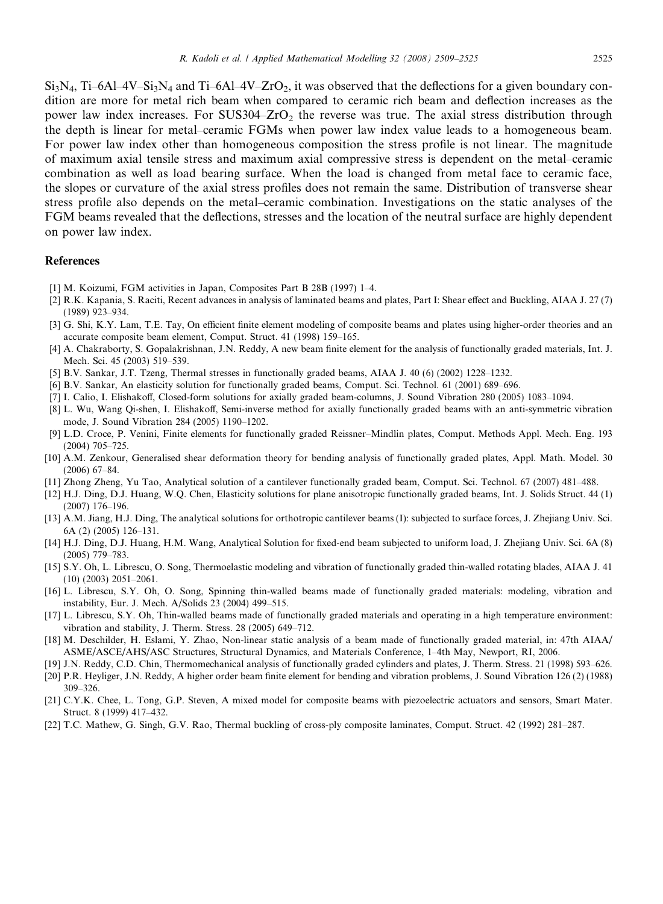$Si_3N_4$, Ti–6Al–4V–$Si_3N_4$ and Ti–6Al–4V–$ZrO_2$, it was observed that the deflections for a given boundary condition are more for metal rich beam when compared to ceramic rich beam and deflection increases as the power law index increases. For SUS304–$ZrO_2$ the reverse was true. The axial stress distribution through the depth is linear for metal–ceramic FGMs when power law index value leads to a homogeneous beam. For power law index other than homogeneous composition the stress profile is not linear. The magnitude of maximum axial tensile stress and maximum axial compressive stress is dependent on the metal–ceramic combination as well as load bearing surface. When the load is changed from metal face to ceramic face, the slopes or curvature of the axial stress profiles does not remain the same. Distribution of transverse shear stress profile also depends on the metal–ceramic combination. Investigations on the static analyses of the FGM beams revealed that the deflections, stresses and the location of the neutral surface are highly dependent on power law index.

## References

[1] M. Koizumi, FGM activities in Japan, Composites Part B 28B (1997) 1–4.

[2] R.K. Kapania, S. Raciti, Recent advances in analysis of laminated beams and plates, Part I: Shear effect and Buckling, AIAA J. 27 (7) (1989) 923–934.

[3] G. Shi, K.Y. Lam, T.E. Tay, On efficient finite element modeling of composite beams and plates using higher-order theories and an accurate composite beam element, Comput. Struct. 41 (1998) 159–165.

[4] A. Chakraborty, S. Gopalakrishnan, J.N. Reddy, A new beam finite element for the analysis of functionally graded materials, Int. J. Mech. Sci. 45 (2003) 519–539.

[5] B.V. Sankar, J.T. Tzeng, Thermal stresses in functionally graded beams, AIAA J. 40 (6) (2002) 1228–1232.

[6] B.V. Sankar, An elasticity solution for functionally graded beams, Comput. Sci. Technol. 61 (2001) 689–696.

[7] I. Calio, I. Elishakoff, Closed-form solutions for axially graded beam-columns, J. Sound Vibration 280 (2005) 1083–1094.

[8] L. Wu, Wang Qi-shen, I. Elishakoff, Semi-inverse method for axially functionally graded beams with an anti-symmetric vibration mode, J. Sound Vibration 284 (2005) 1190–1202.

[9] L.D. Croce, P. Venini, Finite elements for functionally graded Reissner–Mindlin plates, Comput. Methods Appl. Mech. Eng. 193 (2004) 705–725.

[10] A.M. Zenkour, Generalised shear deformation theory for bending analysis of functionally graded plates, Appl. Math. Model. 30 (2006) 67–84.

[11] Zhong Zheng, Yu Tao, Analytical solution of a cantilever functionally graded beam, Comput. Sci. Technol. 67 (2007) 481–488.

[12] H.J. Ding, D.J. Huang, W.Q. Chen, Elasticity solutions for plane anisotropic functionally graded beams, Int. J. Solids Struct. 44 (1) (2007) 176–196.

[13] A.M. Jiang, H.J. Ding, The analytical solutions for orthotropic cantilever beams (I): subjected to surface forces, J. Zhejiang Univ. Sci. 6A (2) (2005) 126–131.

[14] H.J. Ding, D.J. Huang, H.M. Wang, Analytical Solution for fixed-end beam subjected to uniform load, J. Zhejiang Univ. Sci. 6A (8) (2005) 779–783.

[15] S.Y. Oh, L. Librescu, O. Song, Thermoelastic modeling and vibration of functionally graded thin-walled rotating blades, AIAA J. 41 (10) (2003) 2051–2061.

[16] L. Librescu, S.Y. Oh, O. Song, Spinning thin-walled beams made of functionally graded materials: modeling, vibration and instability, Eur. J. Mech. A/Solids 23 (2004) 499–515.

[17] L. Librescu, S.Y. Oh, Thin-walled beams made of functionally graded materials and operating in a high temperature environment: vibration and stability, J. Therm. Stress. 28 (2005) 649–712.

[18] M. Deschilder, H. Eslami, Y. Zhao, Non-linear static analysis of a beam made of functionally graded material, in: 47th AIAA/ASME/ASCE/AHS/ASC Structures, Structural Dynamics, and Materials Conference, 1–4th May, Newport, RI, 2006.

[19] J.N. Reddy, C.D. Chin, Thermomechanical analysis of functionally graded cylinders and plates, J. Therm. Stress. 21 (1998) 593–626.

[20] P.R. Heyliger, J.N. Reddy, A higher order beam finite element for bending and vibration problems, J. Sound Vibration 126 (2) (1988) 309–326.

[21] C.Y.K. Chee, L. Tong, G.P. Steven, A mixed model for composite beams with piezoelectric actuators and sensors, Smart Mater. Struct. 8 (1999) 417–432.

[22] T.C. Mathew, G. Singh, G.V. Rao, Thermal buckling of cross-ply composite laminates, Comput. Struct. 42 (1992) 281–287.